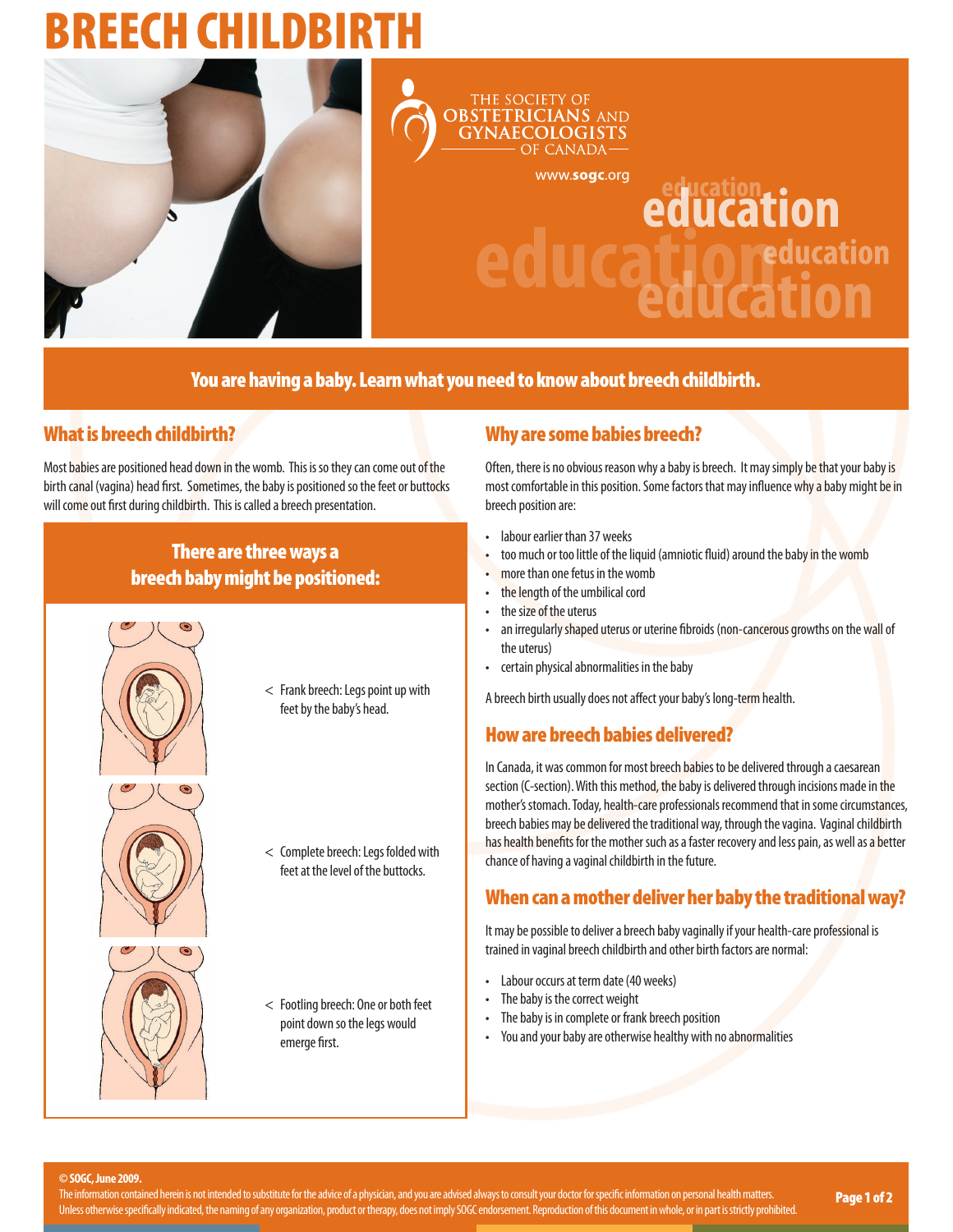# BREECH CHILDBIRTH

THE SOCIETY OF OBSTETRICIANS AND GYNAECOLOGISTS OF CANADA

www.sogc.org

education

**You are having a baby. Learn what you need to know about breech childbirth.**

## What is breech childbirth?

Most babies are positioned head down in the womb. This is so they can come out of the birth canal (vagina) head first. Sometimes, the baby is positioned so the feet or buttocks will come out first during childbirth. This is called a breech presentation.

### There are three ways a breech baby might be positioned:

< Frank breech: Legs point up with feet by the baby's head.

< Complete breech: Legs folded with feet at the level of the buttocks.

< Footling breech: One or both feet point down so the legs would emerge first.

## Why are some babies breech?

Often, there is no obvious reason why a baby is breech. It may simply be that your baby is most comfortable in this position. Some factors that may influence why a baby might be in breech position are:

- labour earlier than 37 weeks
- too much or too little of the liquid (amniotic fluid) around the baby in the womb
- more than one fetus in the womb
- the length of the umbilical cord
- the size of the uterus
- an irregularly shaped uterus or uterine fibroids (non-cancerous growths on the wall of the uterus)
- certain physical abnormalities in the baby

A breech birth usually does not affect your baby's long-term health.

## How are breech babies delivered?

In Canada, it was common for most breech babies to be delivered through a caesarean section (C-section). With this method, the baby is delivered through incisions made in the mother's stomach. Today, health-care professionals recommend that in some circumstances, breech babies may be delivered the traditional way, through the vagina. Vaginal childbirth has health benefits for the mother such as a faster recovery and less pain, as well as a better chance of having a vaginal childbirth in the future.

## When can a mother deliver her baby the traditional way?

It may be possible to deliver a breech baby vaginally if your health-care professional is trained in vaginal breech childbirth and other birth factors are normal:

- Labour occurs at term date (40 weeks)
- The baby is the correct weight
- The baby is in complete or frank breech position
- You and your baby are otherwise healthy with no abnormalities

**© SOGC, June 2009.**

The information contained herein is not intended to substitute for the advice of a physician, and you are advised always to consult your doctor for specific information on personal health matters. Unless otherwise specifically indicated, the naming of any organization, product or therapy, does not imply SOGC endorsement. Reproduction of this document in whole, or in part is strictly prohibited.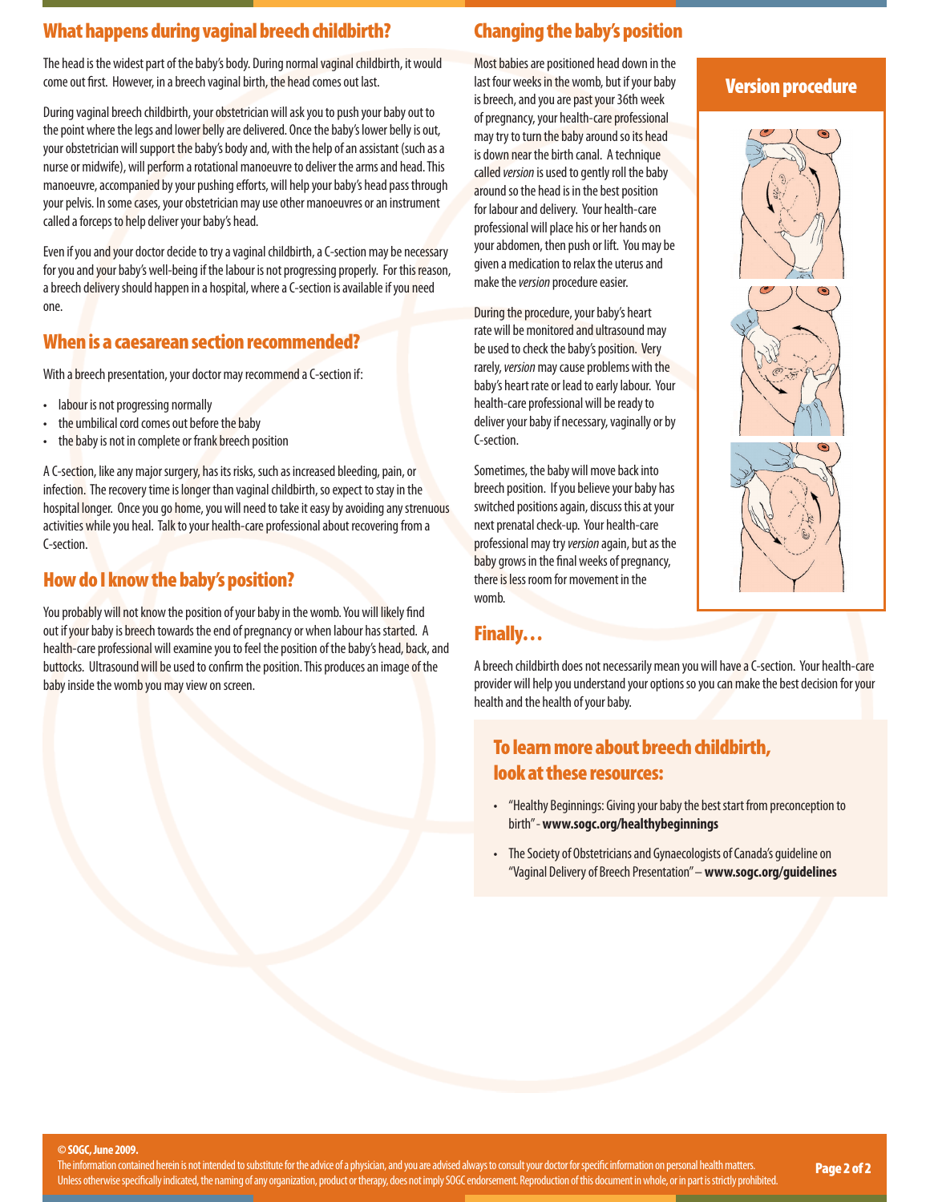## What happens during vaginal breech childbirth?

The head is the widest part of the baby's body. During normal vaginal childbirth, it would come out first. However, in a breech vaginal birth, the head comes out last.

During vaginal breech childbirth, your obstetrician will ask you to push your baby out to the point where the legs and lower belly are delivered. Once the baby's lower belly is out, your obstetrician will support the baby's body and, with the help of an assistant (such as a nurse or midwife), will perform a rotational manoeuvre to deliver the arms and head. This manoeuvre, accompanied by your pushing efforts, will help your baby's head pass through your pelvis. In some cases, your obstetrician may use other manoeuvres or an instrument called a forceps to help deliver your baby's head.

Even if you and your doctor decide to try a vaginal childbirth, a C-section may be necessary for you and your baby's well-being if the labour is not progressing properly. For this reason, a breech delivery should happen in a hospital, where a C-section is available if you need one.

## When is a caesarean section recommended?

With a breech presentation, your doctor may recommend a C-section if:

- labour is not progressing normally
- the umbilical cord comes out before the baby
- the baby is not in complete or frank breech position

A C-section, like any major surgery, has its risks, such as increased bleeding, pain, or infection. The recovery time is longer than vaginal childbirth, so expect to stay in the hospital longer. Once you go home, you will need to take it easy by avoiding any strenuous activities while you heal. Talk to your health-care professional about recovering from a C-section.

## How do I know the baby's position?

You probably will not know the position of your baby in the womb. You will likely find out if your baby is breech towards the end of pregnancy or when labour has started. A health-care professional will examine you to feel the position of the baby's head, back, and buttocks. Ultrasound will be used to confirm the position. This produces an image of the baby inside the womb you may view on screen.

## Changing the baby's position

Most babies are positioned head down in the last four weeks in the womb, but if your baby is breech, and you are past your 36th week of pregnancy, your health-care professional may try to turn the baby around so its head is down near the birth canal. A technique called *version* is used to gently roll the baby around so the head is in the best position for labour and delivery. Your health-care professional will place his or her hands on your abdomen, then push or lift. You may be given a medication to relax the uterus and make the *version* procedure easier.

During the procedure, your baby's heart rate will be monitored and ultrasound may be used to check the baby's position. Very rarely, *version* may cause problems with the baby's heart rate or lead to early labour. Your health-care professional will be ready to deliver your baby if necessary, vaginally or by C-section.

Sometimes, the baby will move back into breech position. If you believe your baby has switched positions again, discuss this at your next prenatal check-up. Your health-care professional may try *version* again, but as the baby grows in the final weeks of pregnancy, there is less room for movement in the womb.

### Version procedure

## Finally…

A breech childbirth does not necessarily mean you will have a C-section. Your health-care provider will help you understand your options so you can make the best decision for your health and the health of your baby.

### To learn more about breech childbirth, look at these resources:

- "Healthy Beginnings: Giving your baby the best start from preconception to birth" - **www.sogc.org/healthybeginnings**
- The Society of Obstetricians and Gynaecologists of Canada's guideline on "Vaginal Delivery of Breech Presentation" – **www.sogc.org/guidelines**

**© SOGC, June 2009.**
The information contained herein is not intended to substitute for the advice of a physician, and you are advised always to consult your doctor for specific information on personal health matters. Unless otherwise specifically indicated, the naming of any organization, product or therapy, does not imply SOGC endorsement. Reproduction of this document in whole, or in part is strictly prohibited.